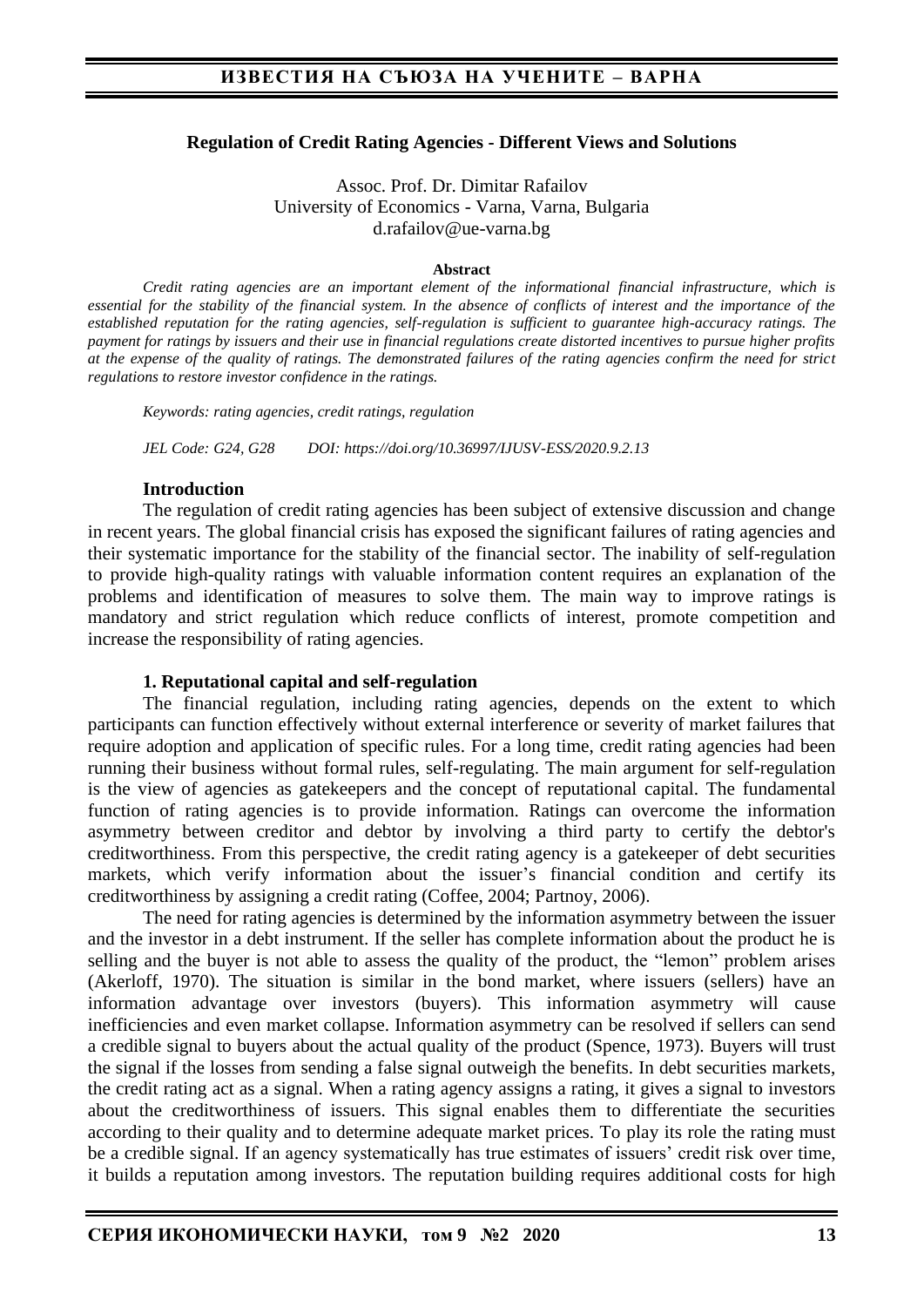# Regulation of Credit Rating Agencies - Different Views and Solutions

Assoc. Prof. Dr. Dimitar Rafailov
University of Economics - Varna, Varna, Bulgaria
d.rafailov@ue-varna.bg

**Abstract**

*Credit rating agencies are an important element of the informational financial infrastructure, which is essential for the stability of the financial system. In the absence of conflicts of interest and the importance of the established reputation for the rating agencies, self-regulation is sufficient to guarantee high-accuracy ratings. The payment for ratings by issuers and their use in financial regulations create distorted incentives to pursue higher profits at the expense of the quality of ratings. The demonstrated failures of the rating agencies confirm the need for strict regulations to restore investor confidence in the ratings.*

*Keywords: rating agencies, credit ratings, regulation*

*JEL Code: G24, G28      DOI: https://doi.org/10.36997/IJUSV-ESS/2020.9.2.13*

## Introduction

The regulation of credit rating agencies has been subject of extensive discussion and change in recent years. The global financial crisis has exposed the significant failures of rating agencies and their systematic importance for the stability of the financial sector. The inability of self-regulation to provide high-quality ratings with valuable information content requires an explanation of the problems and identification of measures to solve them. The main way to improve ratings is mandatory and strict regulation which reduce conflicts of interest, promote competition and increase the responsibility of rating agencies.

## 1. Reputational capital and self-regulation

The financial regulation, including rating agencies, depends on the extent to which participants can function effectively without external interference or severity of market failures that require adoption and application of specific rules. For a long time, credit rating agencies had been running their business without formal rules, self-regulating. The main argument for self-regulation is the view of agencies as gatekeepers and the concept of reputational capital. The fundamental function of rating agencies is to provide information. Ratings can overcome the information asymmetry between creditor and debtor by involving a third party to certify the debtor's creditworthiness. From this perspective, the credit rating agency is a gatekeeper of debt securities markets, which verify information about the issuer's financial condition and certify its creditworthiness by assigning a credit rating (Coffee, 2004; Partnoy, 2006).

The need for rating agencies is determined by the information asymmetry between the issuer and the investor in a debt instrument. If the seller has complete information about the product he is selling and the buyer is not able to assess the quality of the product, the "lemon" problem arises (Akerloff, 1970). The situation is similar in the bond market, where issuers (sellers) have an information advantage over investors (buyers). This information asymmetry will cause inefficiencies and even market collapse. Information asymmetry can be resolved if sellers can send a credible signal to buyers about the actual quality of the product (Spence, 1973). Buyers will trust the signal if the losses from sending a false signal outweigh the benefits. In debt securities markets, the credit rating act as a signal. When a rating agency assigns a rating, it gives a signal to investors about the creditworthiness of issuers. This signal enables them to differentiate the securities according to their quality and to determine adequate market prices. To play its role the rating must be a credible signal. If an agency systematically has true estimates of issuers' credit risk over time, it builds a reputation among investors. The reputation building requires additional costs for high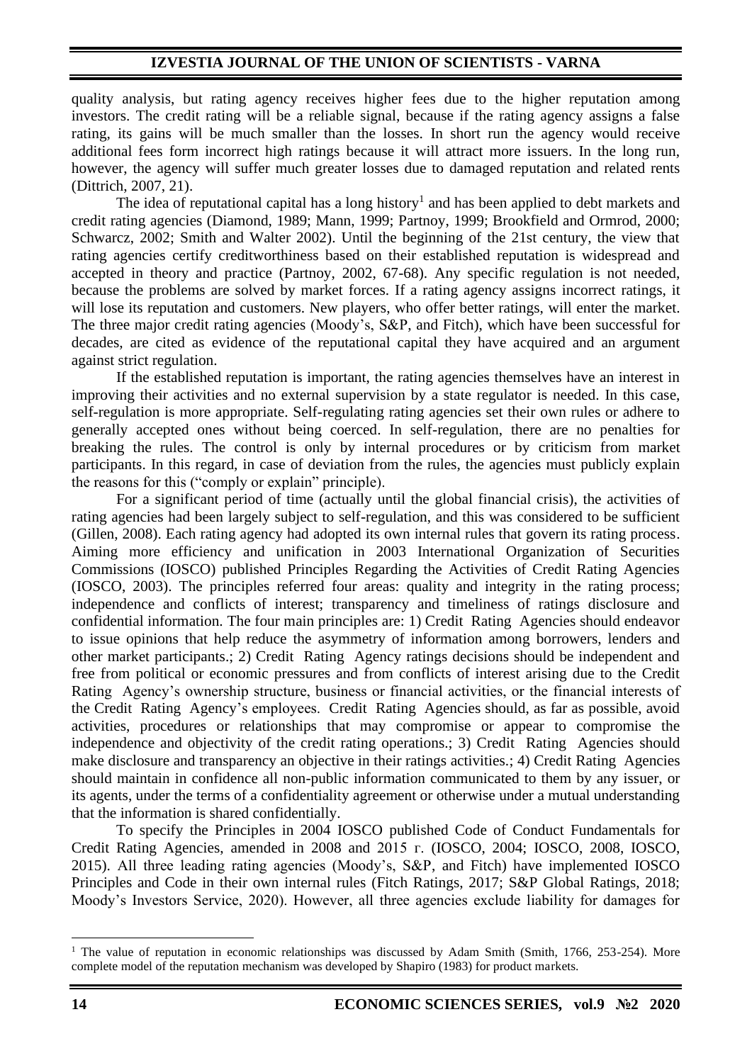quality analysis, but rating agency receives higher fees due to the higher reputation among investors. The credit rating will be a reliable signal, because if the rating agency assigns a false rating, its gains will be much smaller than the losses. In short run the agency would receive additional fees form incorrect high ratings because it will attract more issuers. In the long run, however, the agency will suffer much greater losses due to damaged reputation and related rents (Dittrich, 2007, 21).

The idea of reputational capital has a long history[1] and has been applied to debt markets and credit rating agencies (Diamond, 1989; Mann, 1999; Partnoy, 1999; Brookfield and Ormrod, 2000; Schwarcz, 2002; Smith and Walter 2002). Until the beginning of the 21st century, the view that rating agencies certify creditworthiness based on their established reputation is widespread and accepted in theory and practice (Partnoy, 2002, 67-68). Any specific regulation is not needed, because the problems are solved by market forces. If a rating agency assigns incorrect ratings, it will lose its reputation and customers. New players, who offer better ratings, will enter the market. The three major credit rating agencies (Moody's, S&P, and Fitch), which have been successful for decades, are cited as evidence of the reputational capital they have acquired and an argument against strict regulation.

If the established reputation is important, the rating agencies themselves have an interest in improving their activities and no external supervision by a state regulator is needed. In this case, self-regulation is more appropriate. Self-regulating rating agencies set their own rules or adhere to generally accepted ones without being coerced. In self-regulation, there are no penalties for breaking the rules. The control is only by internal procedures or by criticism from market participants. In this regard, in case of deviation from the rules, the agencies must publicly explain the reasons for this ("comply or explain" principle).

For a significant period of time (actually until the global financial crisis), the activities of rating agencies had been largely subject to self-regulation, and this was considered to be sufficient (Gillen, 2008). Each rating agency had adopted its own internal rules that govern its rating process. Aiming more efficiency and unification in 2003 International Organization of Securities Commissions (IOSCO) published Principles Regarding the Activities of Credit Rating Agencies (IOSCO, 2003). The principles referred four areas: quality and integrity in the rating process; independence and conflicts of interest; transparency and timeliness of ratings disclosure and confidential information. The four main principles are: 1) Credit Rating Agencies should endeavor to issue opinions that help reduce the asymmetry of information among borrowers, lenders and other market participants.; 2) Credit Rating Agency ratings decisions should be independent and free from political or economic pressures and from conflicts of interest arising due to the Credit Rating Agency's ownership structure, business or financial activities, or the financial interests of the Credit Rating Agency's employees. Credit Rating Agencies should, as far as possible, avoid activities, procedures or relationships that may compromise or appear to compromise the independence and objectivity of the credit rating operations.; 3) Credit Rating Agencies should make disclosure and transparency an objective in their ratings activities.; 4) Credit Rating Agencies should maintain in confidence all non-public information communicated to them by any issuer, or its agents, under the terms of a confidentiality agreement or otherwise under a mutual understanding that the information is shared confidentially.

To specify the Principles in 2004 IOSCO published Code of Conduct Fundamentals for Credit Rating Agencies, amended in 2008 and 2015 г. (IOSCO, 2004; IOSCO, 2008, IOSCO, 2015). All three leading rating agencies (Moody's, S&P, and Fitch) have implemented IOSCO Principles and Code in their own internal rules (Fitch Ratings, 2017; S&P Global Ratings, 2018; Moody's Investors Service, 2020). However, all three agencies exclude liability for damages for

[1] The value of reputation in economic relationships was discussed by Adam Smith (Smith, 1766, 253-254). More complete model of the reputation mechanism was developed by Shapiro (1983) for product markets.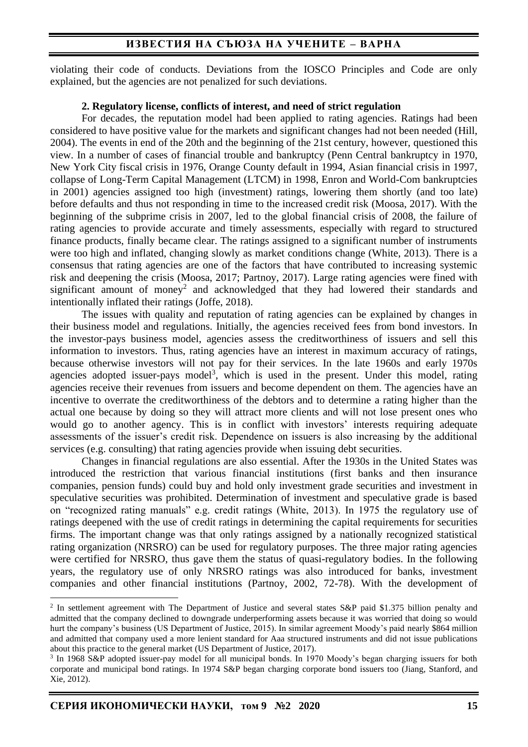violating their code of conducts. Deviations from the IOSCO Principles and Code are only explained, but the agencies are not penalized for such deviations.

**2. Regulatory license, conflicts of interest, and need of strict regulation**

For decades, the reputation model had been applied to rating agencies. Ratings had been considered to have positive value for the markets and significant changes had not been needed (Hill, 2004). The events in end of the 20th and the beginning of the 21st century, however, questioned this view. In a number of cases of financial trouble and bankruptcy (Penn Central bankruptcy in 1970, New York City fiscal crisis in 1976, Orange County default in 1994, Asian financial crisis in 1997, collapse of Long-Term Capital Management (LTCM) in 1998, Enron and World-Com bankruptcies in 2001) agencies assigned too high (investment) ratings, lowering them shortly (and too late) before defaults and thus not responding in time to the increased credit risk (Moosa, 2017). With the beginning of the subprime crisis in 2007, led to the global financial crisis of 2008, the failure of rating agencies to provide accurate and timely assessments, especially with regard to structured finance products, finally became clear. The ratings assigned to a significant number of instruments were too high and inflated, changing slowly as market conditions change (White, 2013). There is a consensus that rating agencies are one of the factors that have contributed to increasing systemic risk and deepening the crisis (Moosa, 2017; Partnoy, 2017). Large rating agencies were fined with significant amount of money[2] and acknowledged that they had lowered their standards and intentionally inflated their ratings (Joffe, 2018).

The issues with quality and reputation of rating agencies can be explained by changes in their business model and regulations. Initially, the agencies received fees from bond investors. In the investor-pays business model, agencies assess the creditworthiness of issuers and sell this information to investors. Thus, rating agencies have an interest in maximum accuracy of ratings, because otherwise investors will not pay for their services. In the late 1960s and early 1970s agencies adopted issuer-pays model[3], which is used in the present. Under this model, rating agencies receive their revenues from issuers and become dependent on them. The agencies have an incentive to overrate the creditworthiness of the debtors and to determine a rating higher than the actual one because by doing so they will attract more clients and will not lose present ones who would go to another agency. This is in conflict with investors' interests requiring adequate assessments of the issuer's credit risk. Dependence on issuers is also increasing by the additional services (e.g. consulting) that rating agencies provide when issuing debt securities.

Changes in financial regulations are also essential. After the 1930s in the United States was introduced the restriction that various financial institutions (first banks and then insurance companies, pension funds) could buy and hold only investment grade securities and investment in speculative securities was prohibited. Determination of investment and speculative grade is based on "recognized rating manuals" e.g. credit ratings (White, 2013). In 1975 the regulatory use of ratings deepened with the use of credit ratings in determining the capital requirements for securities firms. The important change was that only ratings assigned by a nationally recognized statistical rating organization (NRSRO) can be used for regulatory purposes. The three major rating agencies were certified for NRSRO, thus gave them the status of quasi-regulatory bodies. In the following years, the regulatory use of only NRSRO ratings was also introduced for banks, investment companies and other financial institutions (Partnoy, 2002, 72-78). With the development of

---

[2] In settlement agreement with The Department of Justice and several states S&P paid $1.375 billion penalty and admitted that the company declined to downgrade underperforming assets because it was worried that doing so would hurt the company's business (US Department of Justice, 2015). In similar agreement Moody's paid nearly $864 million and admitted that company used a more lenient standard for Aaa structured instruments and did not issue publications about this practice to the general market (US Department of Justice, 2017).

[3] In 1968 S&P adopted issuer-pay model for all municipal bonds. In 1970 Moody's began charging issuers for both corporate and municipal bond ratings. In 1974 S&P began charging corporate bond issuers too (Jiang, Stanford, and Xie, 2012).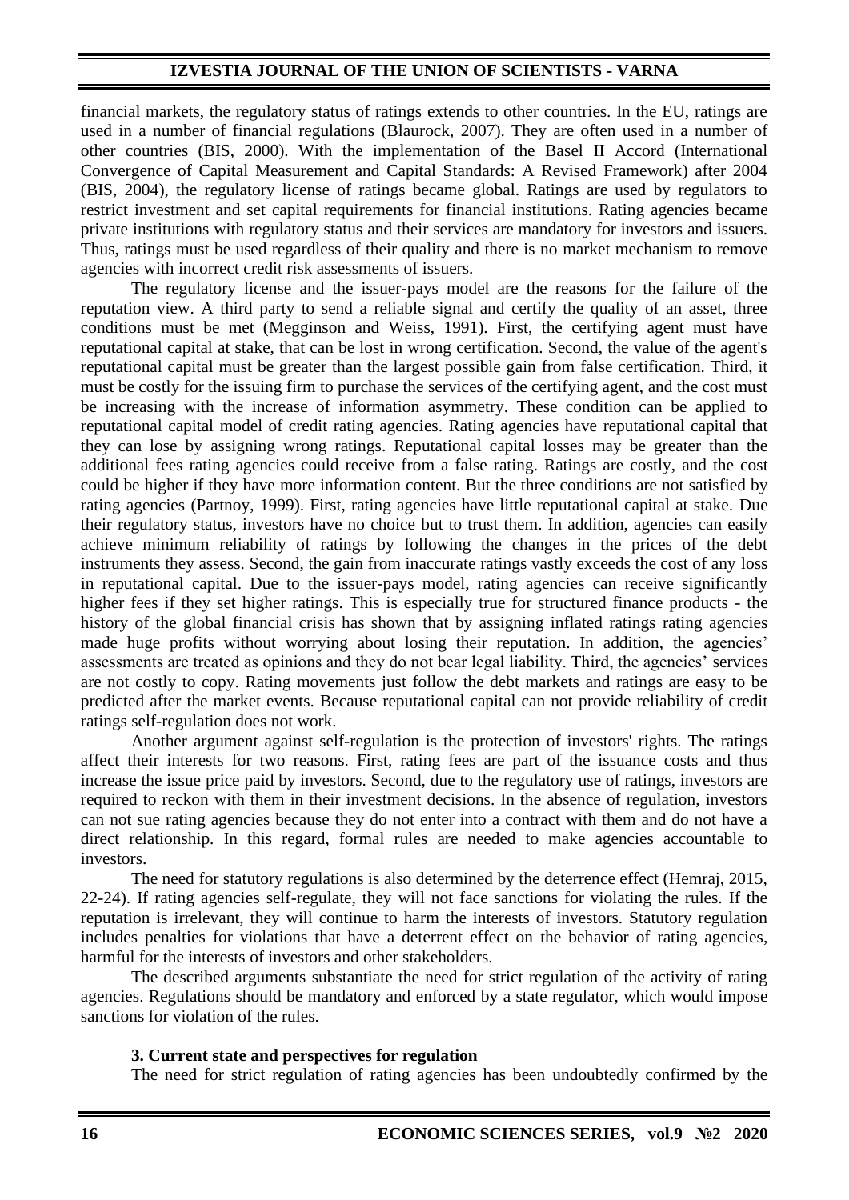financial markets, the regulatory status of ratings extends to other countries. In the EU, ratings are used in a number of financial regulations (Blaurock, 2007). They are often used in a number of other countries (BIS, 2000). With the implementation of the Basel II Accord (International Convergence of Capital Measurement and Capital Standards: A Revised Framework) after 2004 (BIS, 2004), the regulatory license of ratings became global. Ratings are used by regulators to restrict investment and set capital requirements for financial institutions. Rating agencies became private institutions with regulatory status and their services are mandatory for investors and issuers. Thus, ratings must be used regardless of their quality and there is no market mechanism to remove agencies with incorrect credit risk assessments of issuers.

The regulatory license and the issuer-pays model are the reasons for the failure of the reputation view. A third party to send a reliable signal and certify the quality of an asset, three conditions must be met (Megginson and Weiss, 1991). First, the certifying agent must have reputational capital at stake, that can be lost in wrong certification. Second, the value of the agent's reputational capital must be greater than the largest possible gain from false certification. Third, it must be costly for the issuing firm to purchase the services of the certifying agent, and the cost must be increasing with the increase of information asymmetry. These condition can be applied to reputational capital model of credit rating agencies. Rating agencies have reputational capital that they can lose by assigning wrong ratings. Reputational capital losses may be greater than the additional fees rating agencies could receive from a false rating. Ratings are costly, and the cost could be higher if they have more information content. But the three conditions are not satisfied by rating agencies (Partnoy, 1999). First, rating agencies have little reputational capital at stake. Due their regulatory status, investors have no choice but to trust them. In addition, agencies can easily achieve minimum reliability of ratings by following the changes in the prices of the debt instruments they assess. Second, the gain from inaccurate ratings vastly exceeds the cost of any loss in reputational capital. Due to the issuer-pays model, rating agencies can receive significantly higher fees if they set higher ratings. This is especially true for structured finance products - the history of the global financial crisis has shown that by assigning inflated ratings rating agencies made huge profits without worrying about losing their reputation. In addition, the agencies' assessments are treated as opinions and they do not bear legal liability. Third, the agencies' services are not costly to copy. Rating movements just follow the debt markets and ratings are easy to be predicted after the market events. Because reputational capital can not provide reliability of credit ratings self-regulation does not work.

Another argument against self-regulation is the protection of investors' rights. The ratings affect their interests for two reasons. First, rating fees are part of the issuance costs and thus increase the issue price paid by investors. Second, due to the regulatory use of ratings, investors are required to reckon with them in their investment decisions. In the absence of regulation, investors can not sue rating agencies because they do not enter into a contract with them and do not have a direct relationship. In this regard, formal rules are needed to make agencies accountable to investors.

The need for statutory regulations is also determined by the deterrence effect (Hemraj, 2015, 22-24). If rating agencies self-regulate, they will not face sanctions for violating the rules. If the reputation is irrelevant, they will continue to harm the interests of investors. Statutory regulation includes penalties for violations that have a deterrent effect on the behavior of rating agencies, harmful for the interests of investors and other stakeholders.

The described arguments substantiate the need for strict regulation of the activity of rating agencies. Regulations should be mandatory and enforced by a state regulator, which would impose sanctions for violation of the rules.

## 3. Current state and perspectives for regulation

The need for strict regulation of rating agencies has been undoubtedly confirmed by the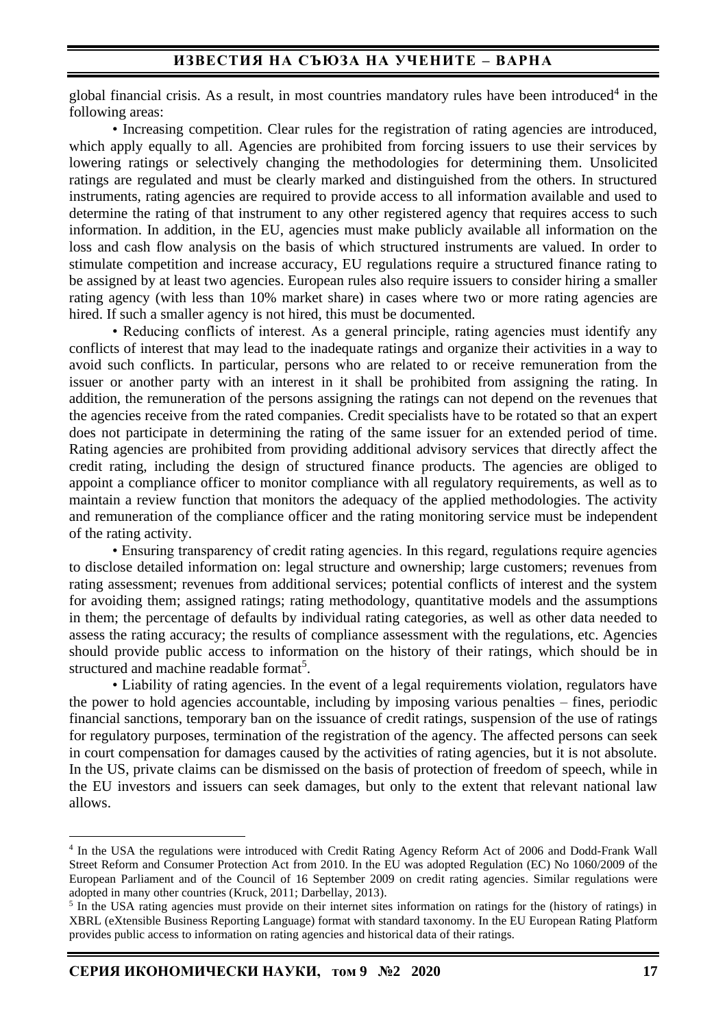global financial crisis. As a result, in most countries mandatory rules have been introduced[4] in the following areas:

• Increasing competition. Clear rules for the registration of rating agencies are introduced, which apply equally to all. Agencies are prohibited from forcing issuers to use their services by lowering ratings or selectively changing the methodologies for determining them. Unsolicited ratings are regulated and must be clearly marked and distinguished from the others. In structured instruments, rating agencies are required to provide access to all information available and used to determine the rating of that instrument to any other registered agency that requires access to such information. In addition, in the EU, agencies must make publicly available all information on the loss and cash flow analysis on the basis of which structured instruments are valued. In order to stimulate competition and increase accuracy, EU regulations require a structured finance rating to be assigned by at least two agencies. European rules also require issuers to consider hiring a smaller rating agency (with less than 10% market share) in cases where two or more rating agencies are hired. If such a smaller agency is not hired, this must be documented.

• Reducing conflicts of interest. As a general principle, rating agencies must identify any conflicts of interest that may lead to the inadequate ratings and organize their activities in a way to avoid such conflicts. In particular, persons who are related to or receive remuneration from the issuer or another party with an interest in it shall be prohibited from assigning the rating. In addition, the remuneration of the persons assigning the ratings can not depend on the revenues that the agencies receive from the rated companies. Credit specialists have to be rotated so that an expert does not participate in determining the rating of the same issuer for an extended period of time. Rating agencies are prohibited from providing additional advisory services that directly affect the credit rating, including the design of structured finance products. The agencies are obliged to appoint a compliance officer to monitor compliance with all regulatory requirements, as well as to maintain a review function that monitors the adequacy of the applied methodologies. The activity and remuneration of the compliance officer and the rating monitoring service must be independent of the rating activity.

• Ensuring transparency of credit rating agencies. In this regard, regulations require agencies to disclose detailed information on: legal structure and ownership; large customers; revenues from rating assessment; revenues from additional services; potential conflicts of interest and the system for avoiding them; assigned ratings; rating methodology, quantitative models and the assumptions in them; the percentage of defaults by individual rating categories, as well as other data needed to assess the rating accuracy; the results of compliance assessment with the regulations, etc. Agencies should provide public access to information on the history of their ratings, which should be in structured and machine readable format[5].

• Liability of rating agencies. In the event of a legal requirements violation, regulators have the power to hold agencies accountable, including by imposing various penalties – fines, periodic financial sanctions, temporary ban on the issuance of credit ratings, suspension of the use of ratings for regulatory purposes, termination of the registration of the agency. The affected persons can seek in court compensation for damages caused by the activities of rating agencies, but it is not absolute. In the US, private claims can be dismissed on the basis of protection of freedom of speech, while in the EU investors and issuers can seek damages, but only to the extent that relevant national law allows.

---

[4] In the USA the regulations were introduced with Credit Rating Agency Reform Act of 2006 and Dodd-Frank Wall Street Reform and Consumer Protection Act from 2010. In the EU was adopted Regulation (EC) No 1060/2009 of the European Parliament and of the Council of 16 September 2009 on credit rating agencies. Similar regulations were adopted in many other countries (Kruck, 2011; Darbellay, 2013).

[5] In the USA rating agencies must provide on their internet sites information on ratings for the (history of ratings) in XBRL (eXtensible Business Reporting Language) format with standard taxonomy. In the EU European Rating Platform provides public access to information on rating agencies and historical data of their ratings.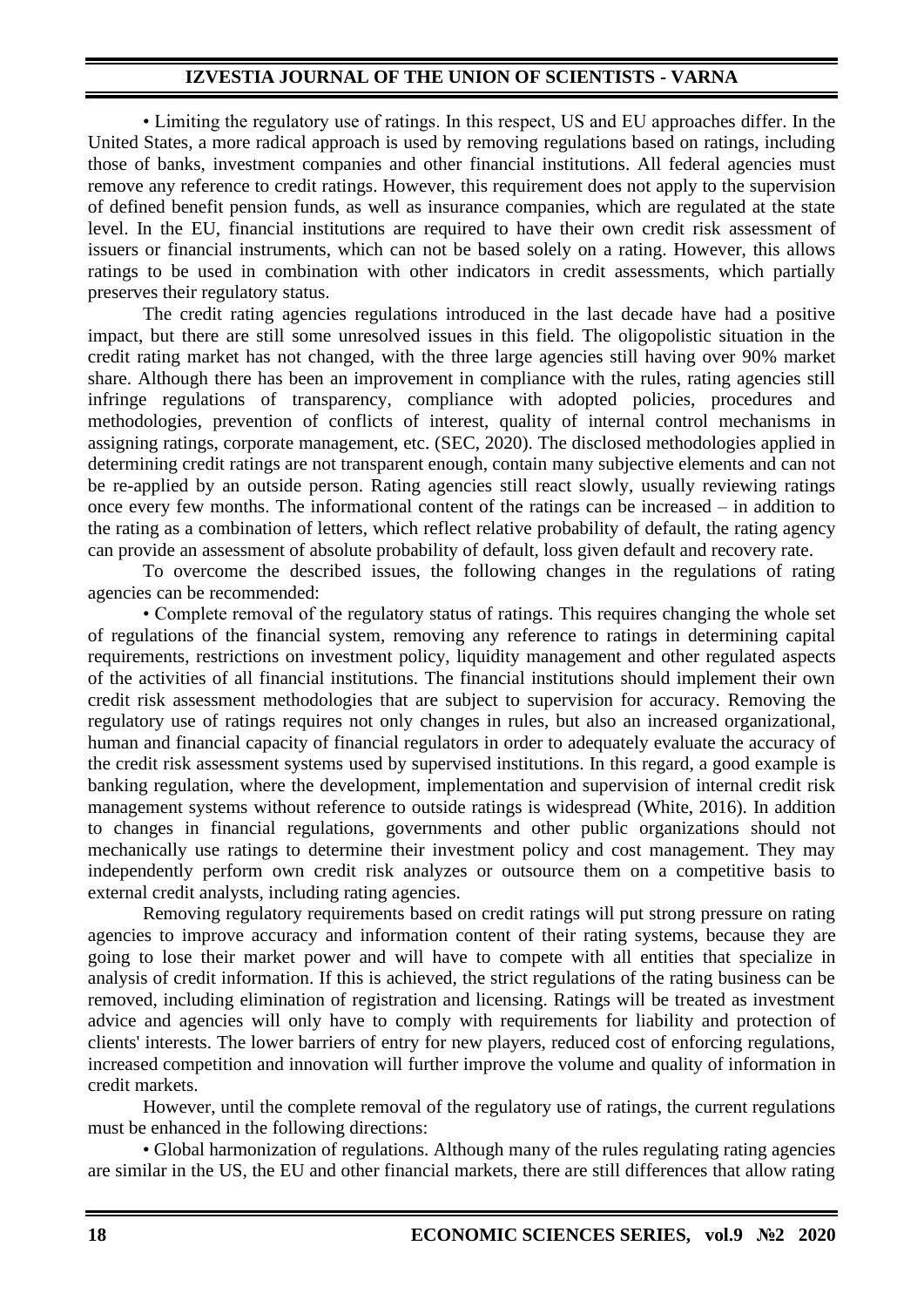• Limiting the regulatory use of ratings. In this respect, US and EU approaches differ. In the United States, a more radical approach is used by removing regulations based on ratings, including those of banks, investment companies and other financial institutions. All federal agencies must remove any reference to credit ratings. However, this requirement does not apply to the supervision of defined benefit pension funds, as well as insurance companies, which are regulated at the state level. In the EU, financial institutions are required to have their own credit risk assessment of issuers or financial instruments, which can not be based solely on a rating. However, this allows ratings to be used in combination with other indicators in credit assessments, which partially preserves their regulatory status.

The credit rating agencies regulations introduced in the last decade have had a positive impact, but there are still some unresolved issues in this field. The oligopolistic situation in the credit rating market has not changed, with the three large agencies still having over 90% market share. Although there has been an improvement in compliance with the rules, rating agencies still infringe regulations of transparency, compliance with adopted policies, procedures and methodologies, prevention of conflicts of interest, quality of internal control mechanisms in assigning ratings, corporate management, etc. (SEC, 2020). The disclosed methodologies applied in determining credit ratings are not transparent enough, contain many subjective elements and can not be re-applied by an outside person. Rating agencies still react slowly, usually reviewing ratings once every few months. The informational content of the ratings can be increased – in addition to the rating as a combination of letters, which reflect relative probability of default, the rating agency can provide an assessment of absolute probability of default, loss given default and recovery rate.

To overcome the described issues, the following changes in the regulations of rating agencies can be recommended:

• Complete removal of the regulatory status of ratings. This requires changing the whole set of regulations of the financial system, removing any reference to ratings in determining capital requirements, restrictions on investment policy, liquidity management and other regulated aspects of the activities of all financial institutions. The financial institutions should implement their own credit risk assessment methodologies that are subject to supervision for accuracy. Removing the regulatory use of ratings requires not only changes in rules, but also an increased organizational, human and financial capacity of financial regulators in order to adequately evaluate the accuracy of the credit risk assessment systems used by supervised institutions. In this regard, a good example is banking regulation, where the development, implementation and supervision of internal credit risk management systems without reference to outside ratings is widespread (White, 2016). In addition to changes in financial regulations, governments and other public organizations should not mechanically use ratings to determine their investment policy and cost management. They may independently perform own credit risk analyzes or outsource them on a competitive basis to external credit analysts, including rating agencies.

Removing regulatory requirements based on credit ratings will put strong pressure on rating agencies to improve accuracy and information content of their rating systems, because they are going to lose their market power and will have to compete with all entities that specialize in analysis of credit information. If this is achieved, the strict regulations of the rating business can be removed, including elimination of registration and licensing. Ratings will be treated as investment advice and agencies will only have to comply with requirements for liability and protection of clients' interests. The lower barriers of entry for new players, reduced cost of enforcing regulations, increased competition and innovation will further improve the volume and quality of information in credit markets.

However, until the complete removal of the regulatory use of ratings, the current regulations must be enhanced in the following directions:

• Global harmonization of regulations. Although many of the rules regulating rating agencies are similar in the US, the EU and other financial markets, there are still differences that allow rating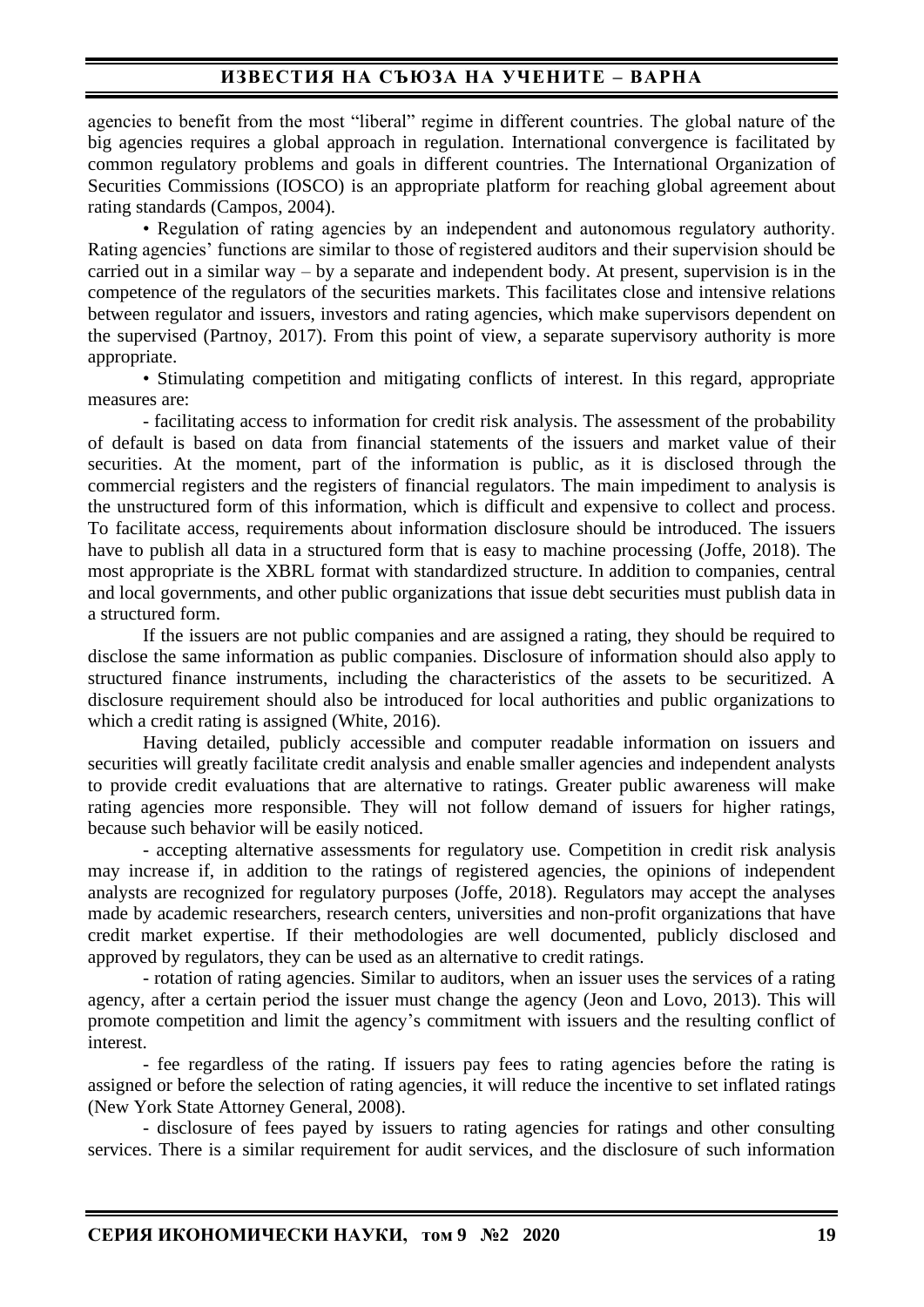agencies to benefit from the most "liberal" regime in different countries. The global nature of the big agencies requires a global approach in regulation. International convergence is facilitated by common regulatory problems and goals in different countries. The International Organization of Securities Commissions (IOSCO) is an appropriate platform for reaching global agreement about rating standards (Campos, 2004).

• Regulation of rating agencies by an independent and autonomous regulatory authority. Rating agencies' functions are similar to those of registered auditors and their supervision should be carried out in a similar way – by a separate and independent body. At present, supervision is in the competence of the regulators of the securities markets. This facilitates close and intensive relations between regulator and issuers, investors and rating agencies, which make supervisors dependent on the supervised (Partnoy, 2017). From this point of view, a separate supervisory authority is more appropriate.

• Stimulating competition and mitigating conflicts of interest. In this regard, appropriate measures are:

- facilitating access to information for credit risk analysis. The assessment of the probability of default is based on data from financial statements of the issuers and market value of their securities. At the moment, part of the information is public, as it is disclosed through the commercial registers and the registers of financial regulators. The main impediment to analysis is the unstructured form of this information, which is difficult and expensive to collect and process. To facilitate access, requirements about information disclosure should be introduced. The issuers have to publish all data in a structured form that is easy to machine processing (Joffe, 2018). The most appropriate is the XBRL format with standardized structure. In addition to companies, central and local governments, and other public organizations that issue debt securities must publish data in a structured form.

If the issuers are not public companies and are assigned a rating, they should be required to disclose the same information as public companies. Disclosure of information should also apply to structured finance instruments, including the characteristics of the assets to be securitized. A disclosure requirement should also be introduced for local authorities and public organizations to which a credit rating is assigned (White, 2016).

Having detailed, publicly accessible and computer readable information on issuers and securities will greatly facilitate credit analysis and enable smaller agencies and independent analysts to provide credit evaluations that are alternative to ratings. Greater public awareness will make rating agencies more responsible. They will not follow demand of issuers for higher ratings, because such behavior will be easily noticed.

- accepting alternative assessments for regulatory use. Competition in credit risk analysis may increase if, in addition to the ratings of registered agencies, the opinions of independent analysts are recognized for regulatory purposes (Joffe, 2018). Regulators may accept the analyses made by academic researchers, research centers, universities and non-profit organizations that have credit market expertise. If their methodologies are well documented, publicly disclosed and approved by regulators, they can be used as an alternative to credit ratings.

- rotation of rating agencies. Similar to auditors, when an issuer uses the services of a rating agency, after a certain period the issuer must change the agency (Jeon and Lovo, 2013). This will promote competition and limit the agency's commitment with issuers and the resulting conflict of interest.

- fee regardless of the rating. If issuers pay fees to rating agencies before the rating is assigned or before the selection of rating agencies, it will reduce the incentive to set inflated ratings (New York State Attorney General, 2008).

- disclosure of fees payed by issuers to rating agencies for ratings and other consulting services. There is a similar requirement for audit services, and the disclosure of such information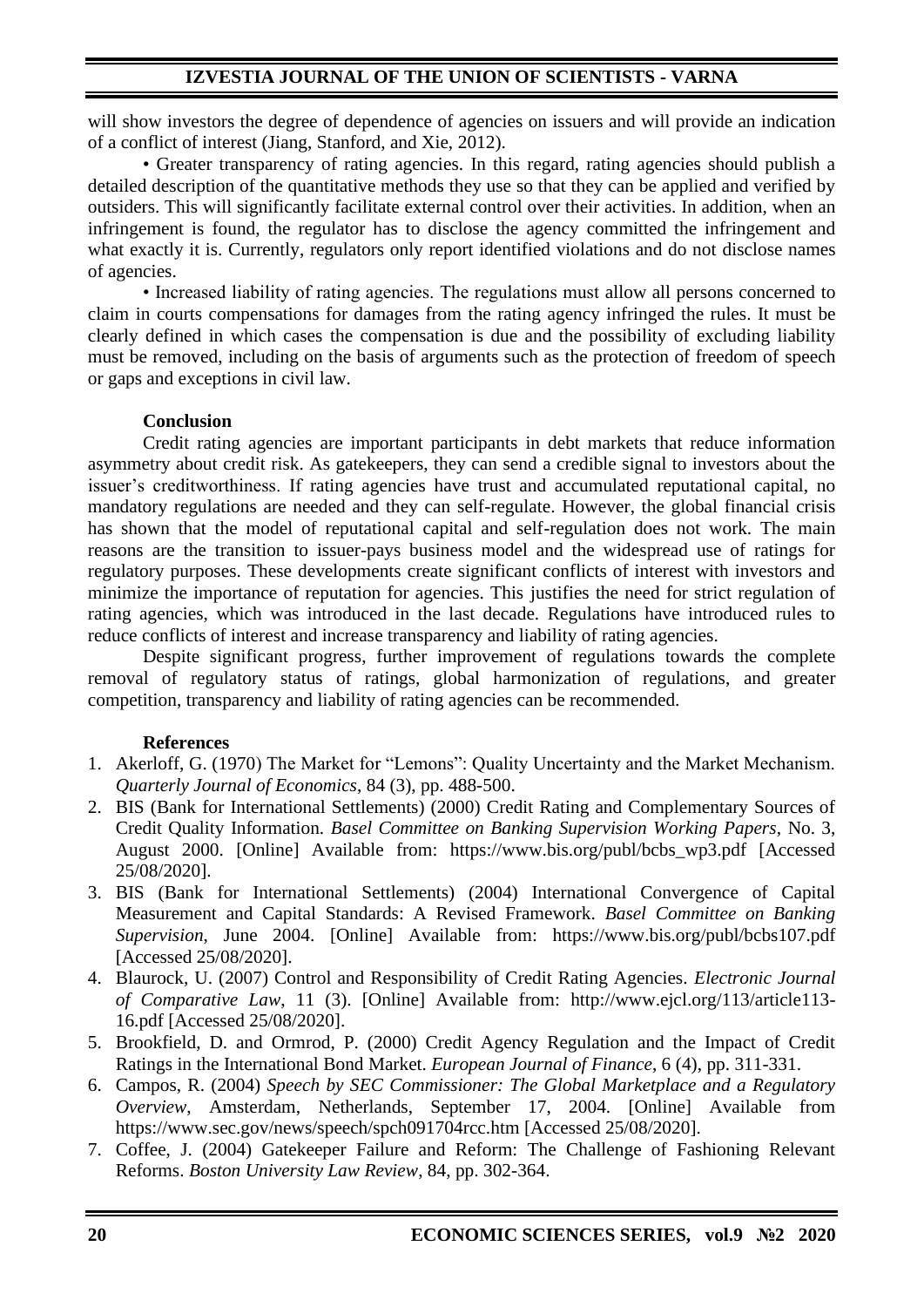will show investors the degree of dependence of agencies on issuers and will provide an indication of a conflict of interest (Jiang, Stanford, and Xie, 2012).

• Greater transparency of rating agencies. In this regard, rating agencies should publish a detailed description of the quantitative methods they use so that they can be applied and verified by outsiders. This will significantly facilitate external control over their activities. In addition, when an infringement is found, the regulator has to disclose the agency committed the infringement and what exactly it is. Currently, regulators only report identified violations and do not disclose names of agencies.

• Increased liability of rating agencies. The regulations must allow all persons concerned to claim in courts compensations for damages from the rating agency infringed the rules. It must be clearly defined in which cases the compensation is due and the possibility of excluding liability must be removed, including on the basis of arguments such as the protection of freedom of speech or gaps and exceptions in civil law.

## Conclusion

Credit rating agencies are important participants in debt markets that reduce information asymmetry about credit risk. As gatekeepers, they can send a credible signal to investors about the issuer's creditworthiness. If rating agencies have trust and accumulated reputational capital, no mandatory regulations are needed and they can self-regulate. However, the global financial crisis has shown that the model of reputational capital and self-regulation does not work. The main reasons are the transition to issuer-pays business model and the widespread use of ratings for regulatory purposes. These developments create significant conflicts of interest with investors and minimize the importance of reputation for agencies. This justifies the need for strict regulation of rating agencies, which was introduced in the last decade. Regulations have introduced rules to reduce conflicts of interest and increase transparency and liability of rating agencies.

Despite significant progress, further improvement of regulations towards the complete removal of regulatory status of ratings, global harmonization of regulations, and greater competition, transparency and liability of rating agencies can be recommended.

## References

1. Akerloff, G. (1970) The Market for "Lemons": Quality Uncertainty and the Market Mechanism. *Quarterly Journal of Economics*, 84 (3), pp. 488-500.
2. BIS (Bank for International Settlements) (2000) Credit Rating and Complementary Sources of Credit Quality Information. *Basel Committee on Banking Supervision Working Papers*, No. 3, August 2000. [Online] Available from: https://www.bis.org/publ/bcbs_wp3.pdf [Accessed 25/08/2020].
3. BIS (Bank for International Settlements) (2004) International Convergence of Capital Measurement and Capital Standards: A Revised Framework. *Basel Committee on Banking Supervision*, June 2004. [Online] Available from: https://www.bis.org/publ/bcbs107.pdf [Accessed 25/08/2020].
4. Blaurock, U. (2007) Control and Responsibility of Credit Rating Agencies. *Electronic Journal of Comparative Law*, 11 (3). [Online] Available from: http://www.ejcl.org/113/article113-16.pdf [Accessed 25/08/2020].
5. Brookfield, D. and Ormrod, P. (2000) Credit Agency Regulation and the Impact of Credit Ratings in the International Bond Market. *European Journal of Finance*, 6 (4), pp. 311-331.
6. Campos, R. (2004) *Speech by SEC Commissioner: The Global Marketplace and a Regulatory Overview*, Amsterdam, Netherlands, September 17, 2004. [Online] Available from https://www.sec.gov/news/speech/spch091704rcc.htm [Accessed 25/08/2020].
7. Coffee, J. (2004) Gatekeeper Failure and Reform: The Challenge of Fashioning Relevant Reforms. *Boston University Law Review*, 84, pp. 302-364.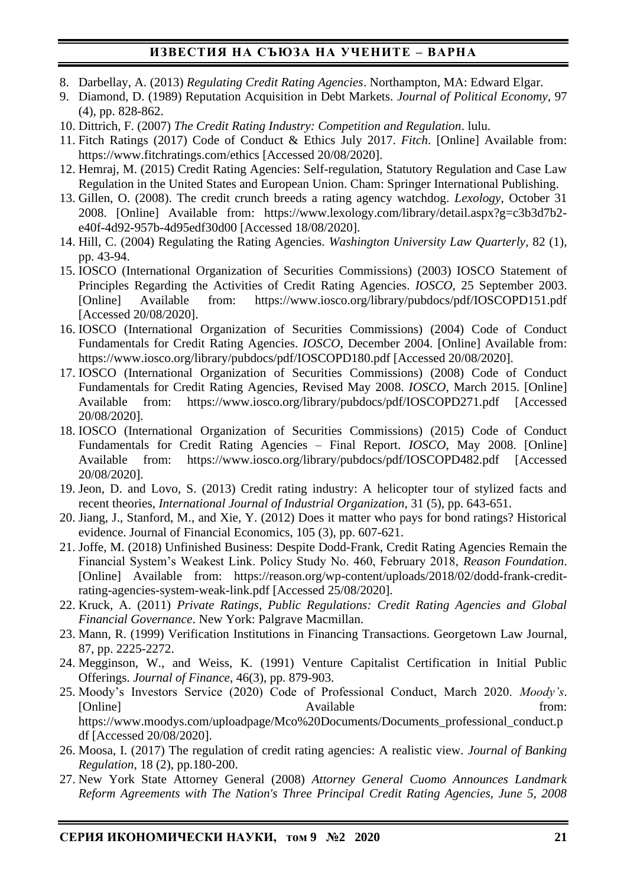8. Darbellay, A. (2013) *Regulating Credit Rating Agencies*. Northampton, MA: Edward Elgar.
9. Diamond, D. (1989) Reputation Acquisition in Debt Markets. *Journal of Political Economy*, 97 (4), pp. 828-862.
10. Dittrich, F. (2007) *The Credit Rating Industry: Competition and Regulation*. lulu.
11. Fitch Ratings (2017) Code of Conduct & Ethics July 2017. *Fitch*. [Online] Available from: https://www.fitchratings.com/ethics [Accessed 20/08/2020].
12. Hemraj, M. (2015) Credit Rating Agencies: Self-regulation, Statutory Regulation and Case Law Regulation in the United States and European Union. Cham: Springer International Publishing.
13. Gillen, O. (2008). The credit crunch breeds a rating agency watchdog. *Lexology*, October 31 2008. [Online] Available from: https://www.lexology.com/library/detail.aspx?g=c3b3d7b2-e40f-4d92-957b-4d95edf30d00 [Accessed 18/08/2020].
14. Hill, C. (2004) Regulating the Rating Agencies. *Washington University Law Quarterly*, 82 (1), pp. 43-94.
15. IOSCO (International Organization of Securities Commissions) (2003) IOSCO Statement of Principles Regarding the Activities of Credit Rating Agencies. *IOSCO*, 25 September 2003. [Online] Available from: https://www.iosco.org/library/pubdocs/pdf/IOSCOPD151.pdf [Accessed 20/08/2020].
16. IOSCO (International Organization of Securities Commissions) (2004) Code of Conduct Fundamentals for Credit Rating Agencies. *IOSCO*, December 2004. [Online] Available from: https://www.iosco.org/library/pubdocs/pdf/IOSCOPD180.pdf [Accessed 20/08/2020].
17. IOSCO (International Organization of Securities Commissions) (2008) Code of Conduct Fundamentals for Credit Rating Agencies, Revised May 2008. *IOSCO*, March 2015. [Online] Available from: https://www.iosco.org/library/pubdocs/pdf/IOSCOPD271.pdf [Accessed 20/08/2020].
18. IOSCO (International Organization of Securities Commissions) (2015) Code of Conduct Fundamentals for Credit Rating Agencies – Final Report. *IOSCO*, May 2008. [Online] Available from: https://www.iosco.org/library/pubdocs/pdf/IOSCOPD482.pdf [Accessed 20/08/2020].
19. Jeon, D. and Lovo, S. (2013) Credit rating industry: A helicopter tour of stylized facts and recent theories, *International Journal of Industrial Organization*, 31 (5), pp. 643-651.
20. Jiang, J., Stanford, M., and Xie, Y. (2012) Does it matter who pays for bond ratings? Historical evidence. Journal of Financial Economics, 105 (3), pp. 607-621.
21. Joffe, M. (2018) Unfinished Business: Despite Dodd-Frank, Credit Rating Agencies Remain the Financial System's Weakest Link. Policy Study No. 460, February 2018, *Reason Foundation*. [Online] Available from: https://reason.org/wp-content/uploads/2018/02/dodd-frank-credit-rating-agencies-system-weak-link.pdf [Accessed 25/08/2020].
22. Kruck, A. (2011) *Private Ratings, Public Regulations: Credit Rating Agencies and Global Financial Governance*. New York: Palgrave Macmillan.
23. Mann, R. (1999) Verification Institutions in Financing Transactions. Georgetown Law Journal, 87, pp. 2225-2272.
24. Megginson, W., and Weiss, K. (1991) Venture Capitalist Certification in Initial Public Offerings. *Journal of Finance*, 46(3), pp. 879-903.
25. Moody's Investors Service (2020) Code of Professional Conduct, March 2020. *Moody's*. [Online] Available from: https://www.moodys.com/uploadpage/Mco%20Documents/Documents_professional_conduct.pdf [Accessed 20/08/2020].
26. Moosa, I. (2017) The regulation of credit rating agencies: A realistic view. *Journal of Banking Regulation*, 18 (2), pp.180-200.
27. New York State Attorney General (2008) *Attorney General Cuomo Announces Landmark Reform Agreements with The Nation's Three Principal Credit Rating Agencies, June 5, 2008*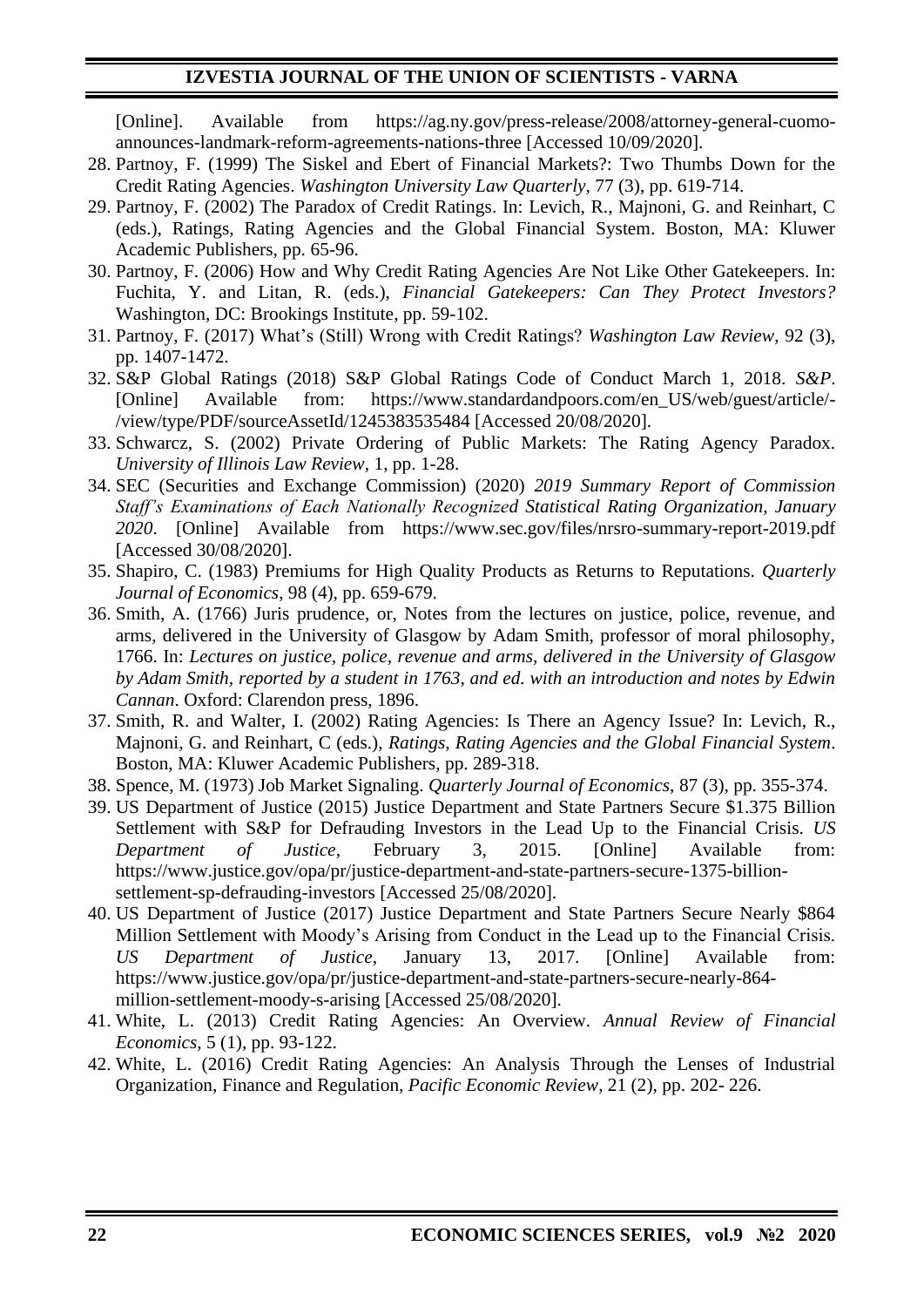[Online]. Available from https://ag.ny.gov/press-release/2008/attorney-general-cuomo-announces-landmark-reform-agreements-nations-three [Accessed 10/09/2020].

28. Partnoy, F. (1999) The Siskel and Ebert of Financial Markets?: Two Thumbs Down for the Credit Rating Agencies. *Washington University Law Quarterly*, 77 (3), pp. 619-714.
29. Partnoy, F. (2002) The Paradox of Credit Ratings. In: Levich, R., Majnoni, G. and Reinhart, C (eds.), Ratings, Rating Agencies and the Global Financial System. Boston, MA: Kluwer Academic Publishers, pp. 65-96.
30. Partnoy, F. (2006) How and Why Credit Rating Agencies Are Not Like Other Gatekeepers. In: Fuchita, Y. and Litan, R. (eds.), *Financial Gatekeepers: Can They Protect Investors?* Washington, DC: Brookings Institute, pp. 59-102.
31. Partnoy, F. (2017) What's (Still) Wrong with Credit Ratings? *Washington Law Review*, 92 (3), pp. 1407-1472.
32. S&P Global Ratings (2018) S&P Global Ratings Code of Conduct March 1, 2018. *S&P*. [Online] Available from: https://www.standardandpoors.com/en_US/web/guest/article/-/view/type/PDF/sourceAssetId/1245383535484 [Accessed 20/08/2020].
33. Schwarcz, S. (2002) Private Ordering of Public Markets: The Rating Agency Paradox. *University of Illinois Law Review*, 1, pp. 1-28.
34. SEC (Securities and Exchange Commission) (2020) *2019 Summary Report of Commission Staff's Examinations of Each Nationally Recognized Statistical Rating Organization, January 2020*. [Online] Available from https://www.sec.gov/files/nrsro-summary-report-2019.pdf [Accessed 30/08/2020].
35. Shapiro, C. (1983) Premiums for High Quality Products as Returns to Reputations. *Quarterly Journal of Economics*, 98 (4), pp. 659-679.
36. Smith, A. (1766) Juris prudence, or, Notes from the lectures on justice, police, revenue, and arms, delivered in the University of Glasgow by Adam Smith, professor of moral philosophy, 1766. In: *Lectures on justice, police, revenue and arms, delivered in the University of Glasgow by Adam Smith, reported by a student in 1763, and ed. with an introduction and notes by Edwin Cannan*. Oxford: Clarendon press, 1896.
37. Smith, R. and Walter, I. (2002) Rating Agencies: Is There an Agency Issue? In: Levich, R., Majnoni, G. and Reinhart, C (eds.), *Ratings, Rating Agencies and the Global Financial System*. Boston, MA: Kluwer Academic Publishers, pp. 289-318.
38. Spence, M. (1973) Job Market Signaling. *Quarterly Journal of Economics*, 87 (3), pp. 355-374.
39. US Department of Justice (2015) Justice Department and State Partners Secure $1.375 Billion Settlement with S&P for Defrauding Investors in the Lead Up to the Financial Crisis. *US Department of Justice*, February 3, 2015. [Online] Available from: https://www.justice.gov/opa/pr/justice-department-and-state-partners-secure-1375-billion-settlement-sp-defrauding-investors [Accessed 25/08/2020].
40. US Department of Justice (2017) Justice Department and State Partners Secure Nearly $864 Million Settlement with Moody's Arising from Conduct in the Lead up to the Financial Crisis. *US Department of Justice*, January 13, 2017. [Online] Available from: https://www.justice.gov/opa/pr/justice-department-and-state-partners-secure-nearly-864-million-settlement-moody-s-arising [Accessed 25/08/2020].
41. White, L. (2013) Credit Rating Agencies: An Overview. *Annual Review of Financial Economics*, 5 (1), pp. 93-122.
42. White, L. (2016) Credit Rating Agencies: An Analysis Through the Lenses of Industrial Organization, Finance and Regulation, *Pacific Economic Review*, 21 (2), pp. 202- 226.